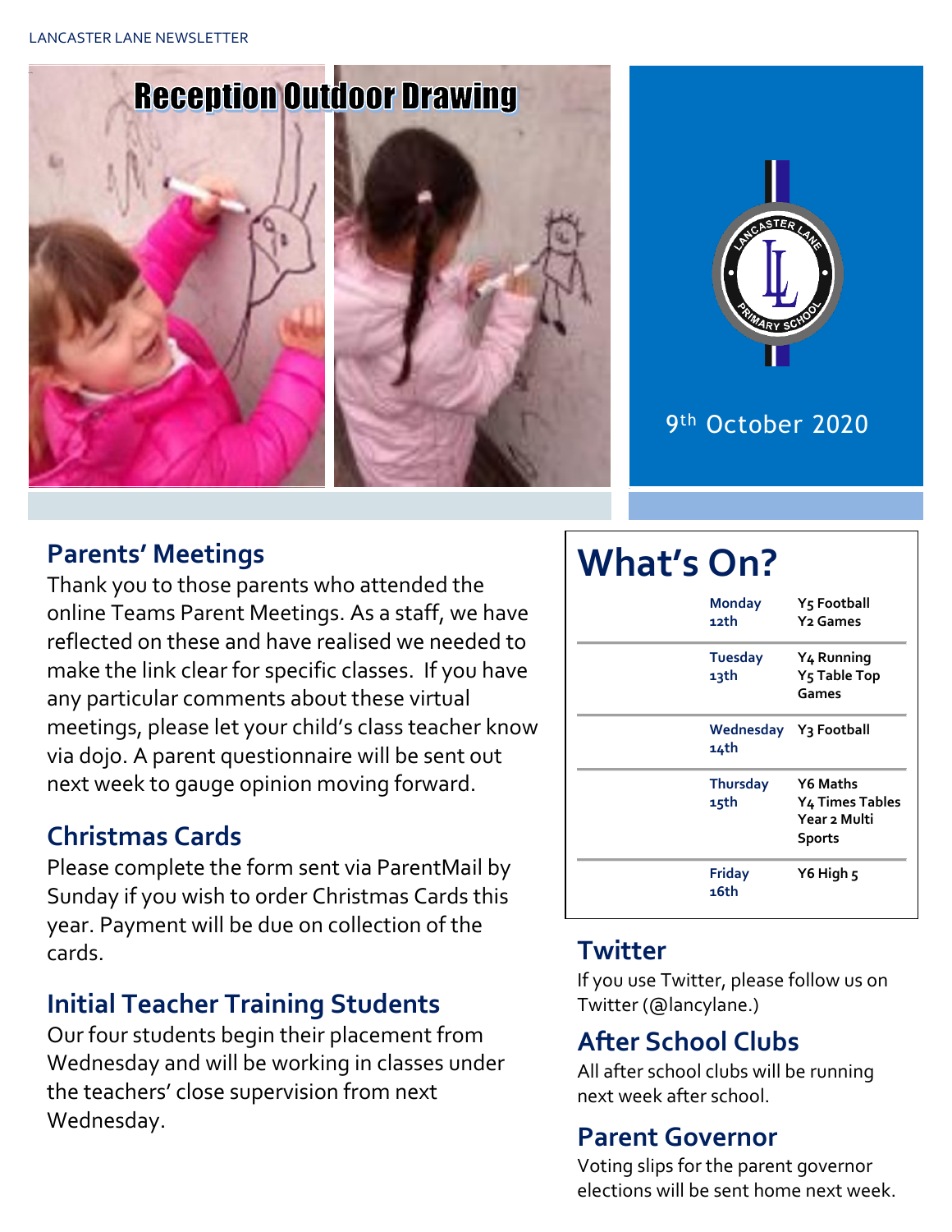LANCASTER LANE NEWSLETTER

# Reception Outdoor Drawing

9th October 2020

## Parents' Meetings

Thank you to those parents who attended the online Teams Parent Meetings. As a staff, we have reflected on these and have realised we needed to make the link clear for specific classes. If you have any particular comments about these virtual meetings, please let your child's class teacher know via dojo. A parent questionnaire will be sent out next week to gauge opinion moving forward.

## Christmas Cards

Please complete the form sent via ParentMail by Sunday if you wish to order Christmas Cards this year. Payment will be due on collection of the cards.

## Initial Teacher Training Students

Our four students begin their placement from Wednesday and will be working in classes under the teachers' close supervision from next Wednesday.

# What's On?

| Day | Event |
| --- | --- |
| Monday 12th | Y5 Football<br>Y2 Games |
| Tuesday 13th | Y4 Running<br>Y5 Table Top Games |
| Wednesday 14th | Y3 Football |
| Thursday 15th | Y6 Maths<br>Y4 Times Tables<br>Year 2 Multi Sports |
| Friday 16th | Y6 High 5 |

## Twitter

If you use Twitter, please follow us on Twitter (@lancylane.)

## After School Clubs

All after school clubs will be running next week after school.

## Parent Governor

Voting slips for the parent governor elections will be sent home next week.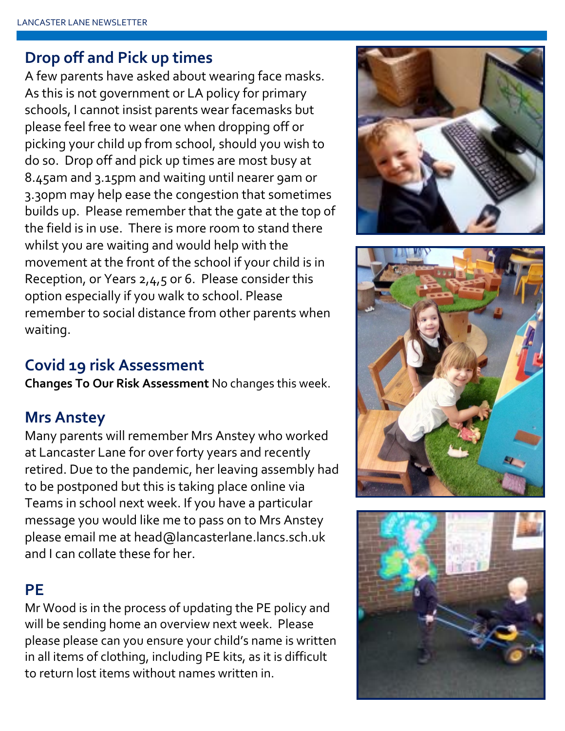## Drop off and Pick up times

A few parents have asked about wearing face masks. As this is not government or LA policy for primary schools, I cannot insist parents wear facemasks but please feel free to wear one when dropping off or picking your child up from school, should you wish to do so. Drop off and pick up times are most busy at 8.45am and 3.15pm and waiting until nearer 9am or 3.30pm may help ease the congestion that sometimes builds up. Please remember that the gate at the top of the field is in use. There is more room to stand there whilst you are waiting and would help with the movement at the front of the school if your child is in Reception, or Years 2,4,5 or 6. Please consider this option especially if you walk to school. Please remember to social distance from other parents when waiting.

## Covid 19 risk Assessment

**Changes To Our Risk Assessment** No changes this week.

## Mrs Anstey

Many parents will remember Mrs Anstey who worked at Lancaster Lane for over forty years and recently retired. Due to the pandemic, her leaving assembly had to be postponed but this is taking place online via Teams in school next week. If you have a particular message you would like me to pass on to Mrs Anstey please email me at head@lancasterlane.lancs.sch.uk and I can collate these for her.

## PE

Mr Wood is in the process of updating the PE policy and will be sending home an overview next week. Please please please can you ensure your child's name is written in all items of clothing, including PE kits, as it is difficult to return lost items without names written in.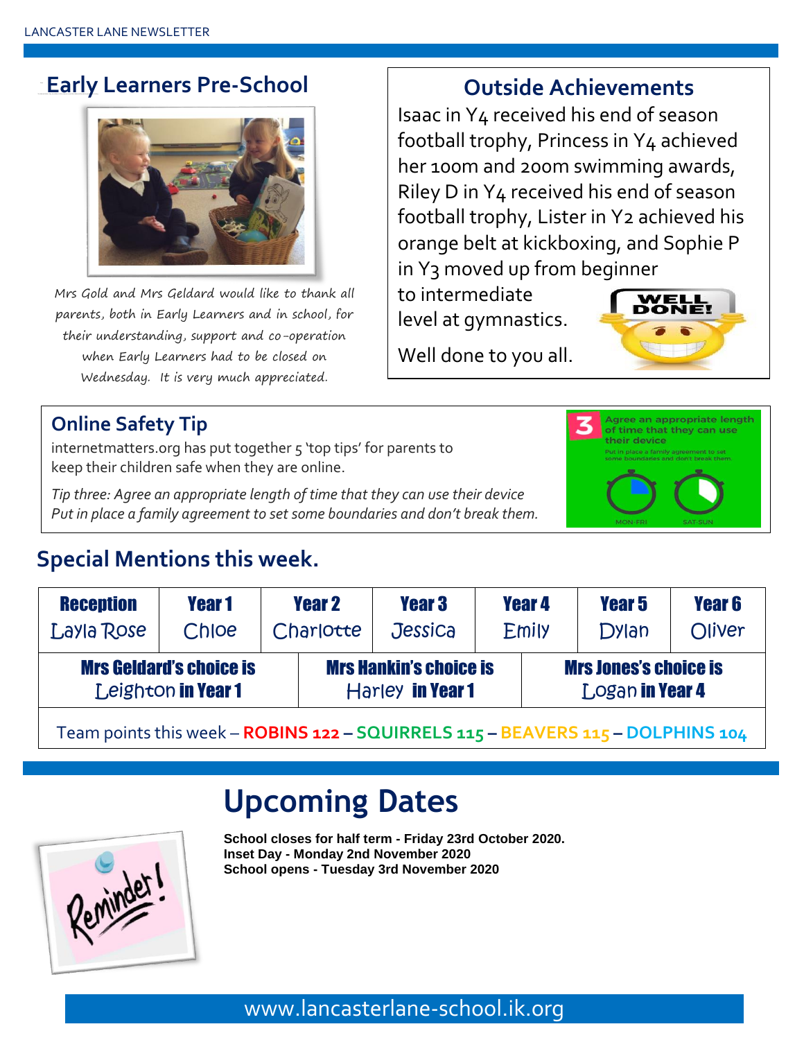## Early Learners Pre-School

Mrs Gold and Mrs Geldard would like to thank all parents, both in Early Learners and in school, for their understanding, support and co-operation when Early Learners had to be closed on Wednesday. It is very much appreciated.

## Outside Achievements

Isaac in Y4 received his end of season football trophy, Princess in Y4 achieved her 100m and 200m swimming awards, Riley D in Y4 received his end of season football trophy, Lister in Y2 achieved his orange belt at kickboxing, and Sophie P in Y3 moved up from beginner to intermediate level at gymnastics.

Well done to you all.

## Online Safety Tip

internetmatters.org has put together 5 'top tips' for parents to keep their children safe when they are online.

*Tip three: Agree an appropriate length of time that they can use their device*
*Put in place a family agreement to set some boundaries and don't break them.*

## Special Mentions this week.

| Reception | Year 1 | Year 2 | Year 3 | Year 4 | Year 5 | Year 6 |
|---|---|---|---|---|---|---|
| Layla Rose | Chloe | Charlotte | Jessica | Emily | Dylan | Oliver |

**Mrs Geldard's choice is** Leighton **in Year 1**

**Mrs Hankin's choice is** Harley **in Year 1**

**Mrs Jones's choice is** Logan **in Year 4**

Team points this week – **ROBINS 122** – **SQUIRRELS 115** – **BEAVERS 115** – **DOLPHINS 104**

# Upcoming Dates

**School closes for half term - Friday 23rd October 2020.**
**Inset Day - Monday 2nd November 2020**
**School opens - Tuesday 3rd November 2020**

www.lancasterlane-school.ik.org